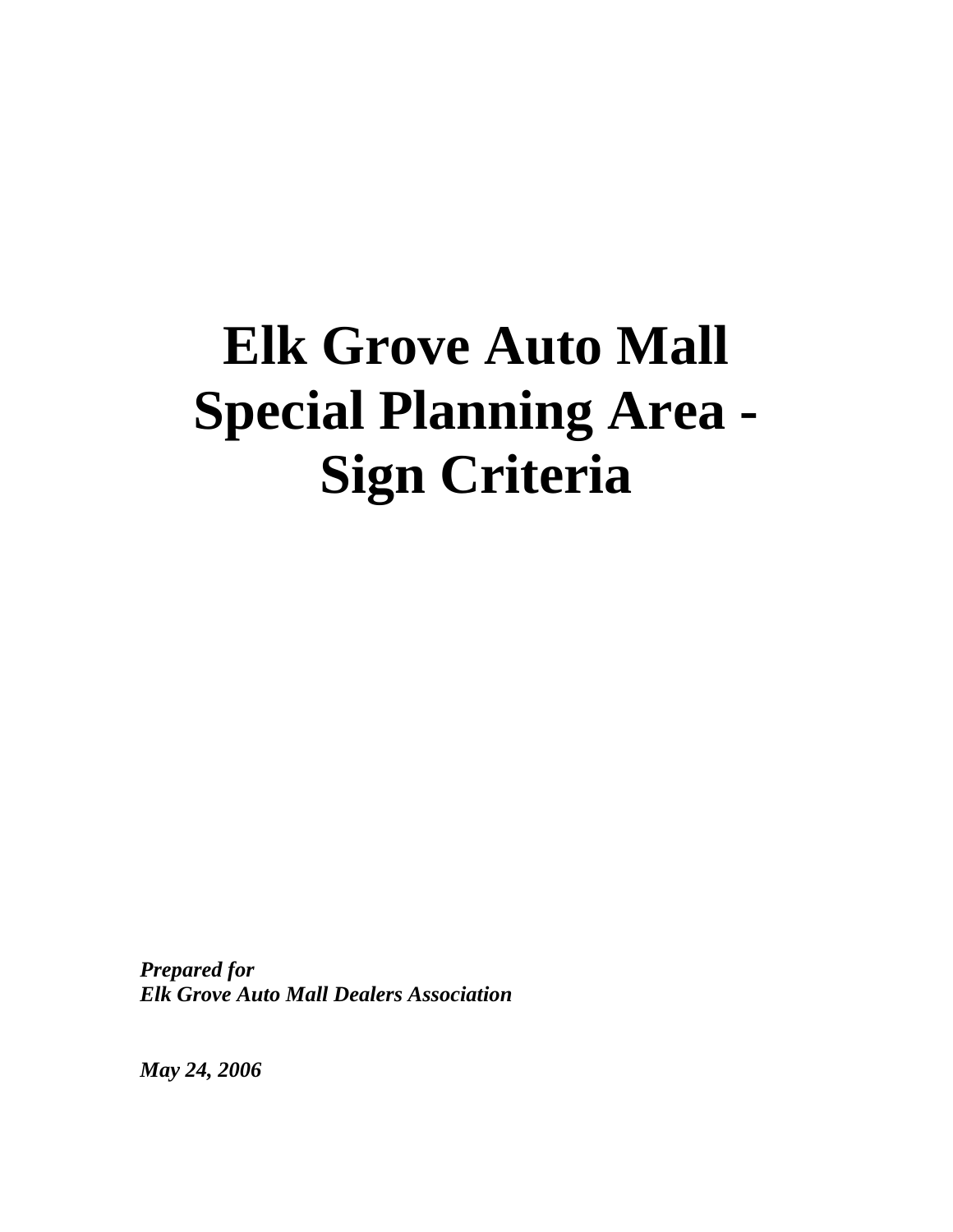# Elk Grove Auto Mall Special Planning Area - Sign Criteria

***Prepared for***
***Elk Grove Auto Mall Dealers Association***

***May 24, 2006***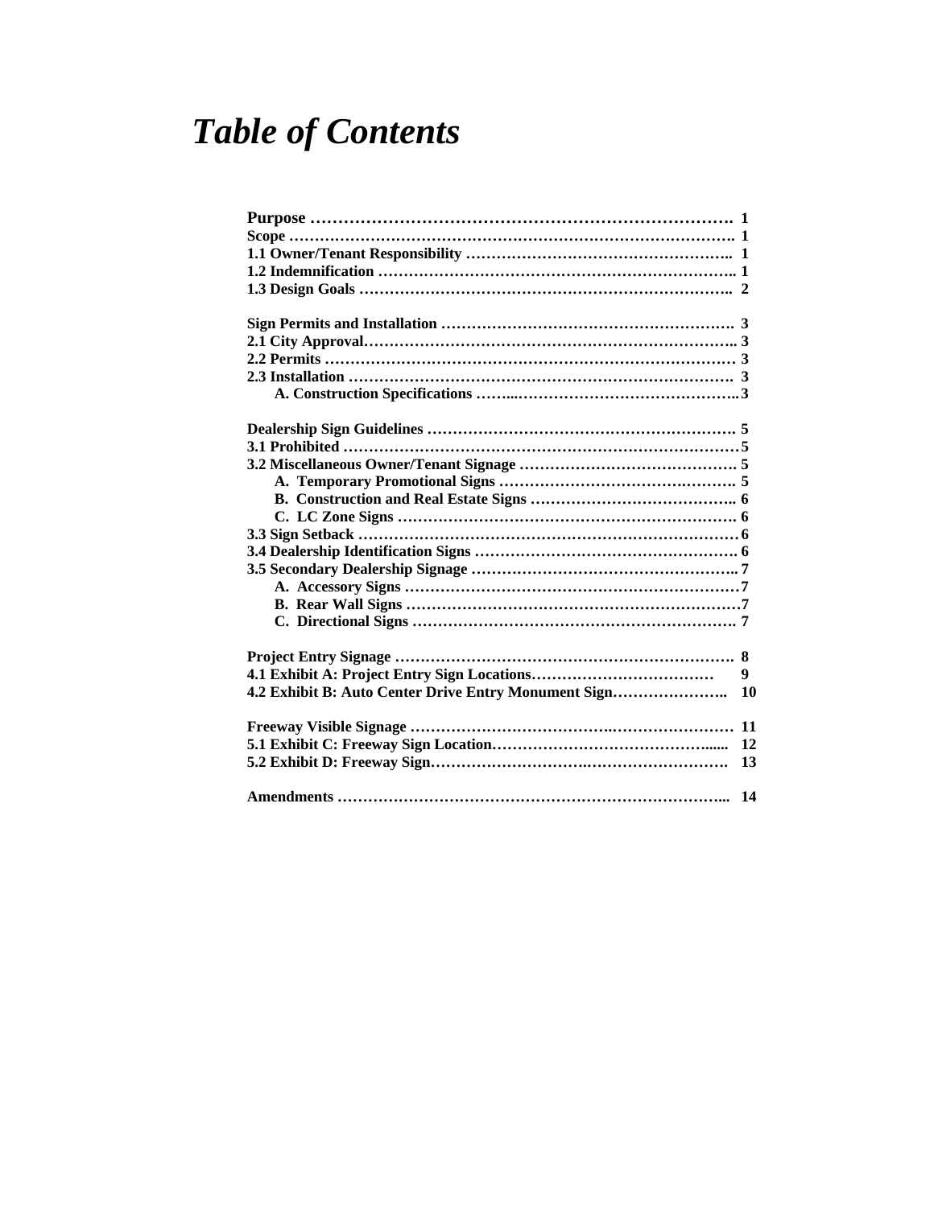# *Table of Contents*

**Purpose ………………………………………………………………… 1**
**Scope …………………………………………………………………… 1**
**1.1 Owner/Tenant Responsibility …………………………………………… 1**
**1.2 Indemnification …………………………………………………………… 1**
**1.3 Design Goals ……………………………………………………………… 2**

**Sign Permits and Installation ………………………………………………… 3**
**2.1 City Approval……………………………………………………………… 3**
**2.2 Permits …………………………………………………………………… 3**
**2.3 Installation ………………………………………………………………… 3**
**A. Construction Specifications ………………………………………………3**

**Dealership Sign Guidelines …………………………………………………… 5**
**3.1 Prohibited ………………………………………………………………… 5**
**3.2 Miscellaneous Owner/Tenant Signage …………………………………… 5**
**A. Temporary Promotional Signs ……………………………………………… 5**
**B. Construction and Real Estate Signs ………………………………………… 6**
**C. LC Zone Signs …………………………………………………………… 6**
**3.3 Sign Setback ……………………………………………………………… 6**
**3.4 Dealership Identification Signs …………………………………………… 6**
**3.5 Secondary Dealership Signage …………………………………………… 7**
**A. Accessory Signs ………………………………………………………… 7**
**B. Rear Wall Signs …………………………………………………………7**
**C. Directional Signs ………………………………………………………… 7**

**Project Entry Signage ………………………………………………………… 8**
**4.1 Exhibit A: Project Entry Sign Locations……………………………… 9**
**4.2 Exhibit B: Auto Center Drive Entry Monument Sign………………… 10**

**Freeway Visible Signage ……………………………………………………… 11**
**5.1 Exhibit C: Freeway Sign Location…………………………………… 12**
**5.2 Exhibit D: Freeway Sign……………………………………………… 13**

**Amendments ………………………………………………………………… 14**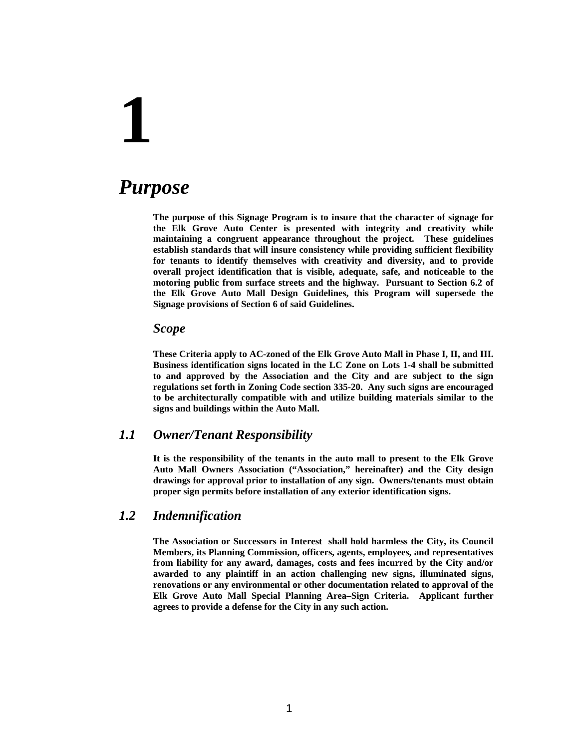# 1

# *Purpose*

**The purpose of this Signage Program is to insure that the character of signage for the Elk Grove Auto Center is presented with integrity and creativity while maintaining a congruent appearance throughout the project. These guidelines establish standards that will insure consistency while providing sufficient flexibility for tenants to identify themselves with creativity and diversity, and to provide overall project identification that is visible, adequate, safe, and noticeable to the motoring public from surface streets and the highway. Pursuant to Section 6.2 of the Elk Grove Auto Mall Design Guidelines, this Program will supersede the Signage provisions of Section 6 of said Guidelines.**

## *Scope*

**These Criteria apply to AC-zoned of the Elk Grove Auto Mall in Phase I, II, and III. Business identification signs located in the LC Zone on Lots 1-4 shall be submitted to and approved by the Association and the City and are subject to the sign regulations set forth in Zoning Code section 335-20. Any such signs are encouraged to be architecturally compatible with and utilize building materials similar to the signs and buildings within the Auto Mall.**

## *1.1 Owner/Tenant Responsibility*

**It is the responsibility of the tenants in the auto mall to present to the Elk Grove Auto Mall Owners Association ("Association," hereinafter) and the City design drawings for approval prior to installation of any sign. Owners/tenants must obtain proper sign permits before installation of any exterior identification signs.**

## *1.2 Indemnification*

**The Association or Successors in Interest shall hold harmless the City, its Council Members, its Planning Commission, officers, agents, employees, and representatives from liability for any award, damages, costs and fees incurred by the City and/or awarded to any plaintiff in an action challenging new signs, illuminated signs, renovations or any environmental or other documentation related to approval of the Elk Grove Auto Mall Special Planning Area–Sign Criteria. Applicant further agrees to provide a defense for the City in any such action.**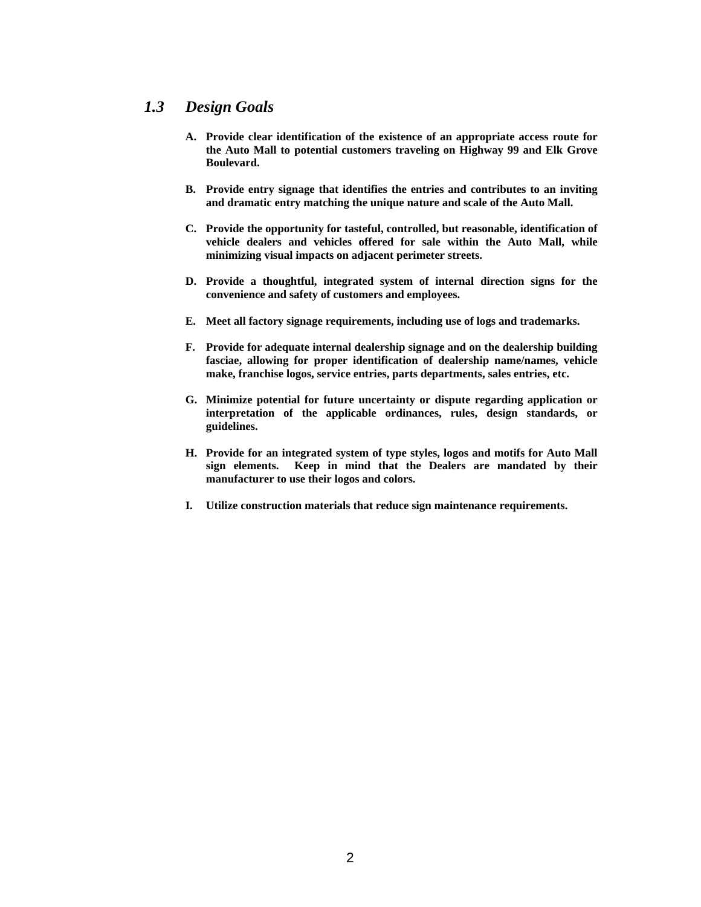## *1.3 Design Goals*

**A. Provide clear identification of the existence of an appropriate access route for the Auto Mall to potential customers traveling on Highway 99 and Elk Grove Boulevard.**

**B. Provide entry signage that identifies the entries and contributes to an inviting and dramatic entry matching the unique nature and scale of the Auto Mall.**

**C. Provide the opportunity for tasteful, controlled, but reasonable, identification of vehicle dealers and vehicles offered for sale within the Auto Mall, while minimizing visual impacts on adjacent perimeter streets.**

**D. Provide a thoughtful, integrated system of internal direction signs for the convenience and safety of customers and employees.**

**E. Meet all factory signage requirements, including use of logs and trademarks.**

**F. Provide for adequate internal dealership signage and on the dealership building fasciae, allowing for proper identification of dealership name/names, vehicle make, franchise logos, service entries, parts departments, sales entries, etc.**

**G. Minimize potential for future uncertainty or dispute regarding application or interpretation of the applicable ordinances, rules, design standards, or guidelines.**

**H. Provide for an integrated system of type styles, logos and motifs for Auto Mall sign elements. Keep in mind that the Dealers are mandated by their manufacturer to use their logos and colors.**

**I. Utilize construction materials that reduce sign maintenance requirements.**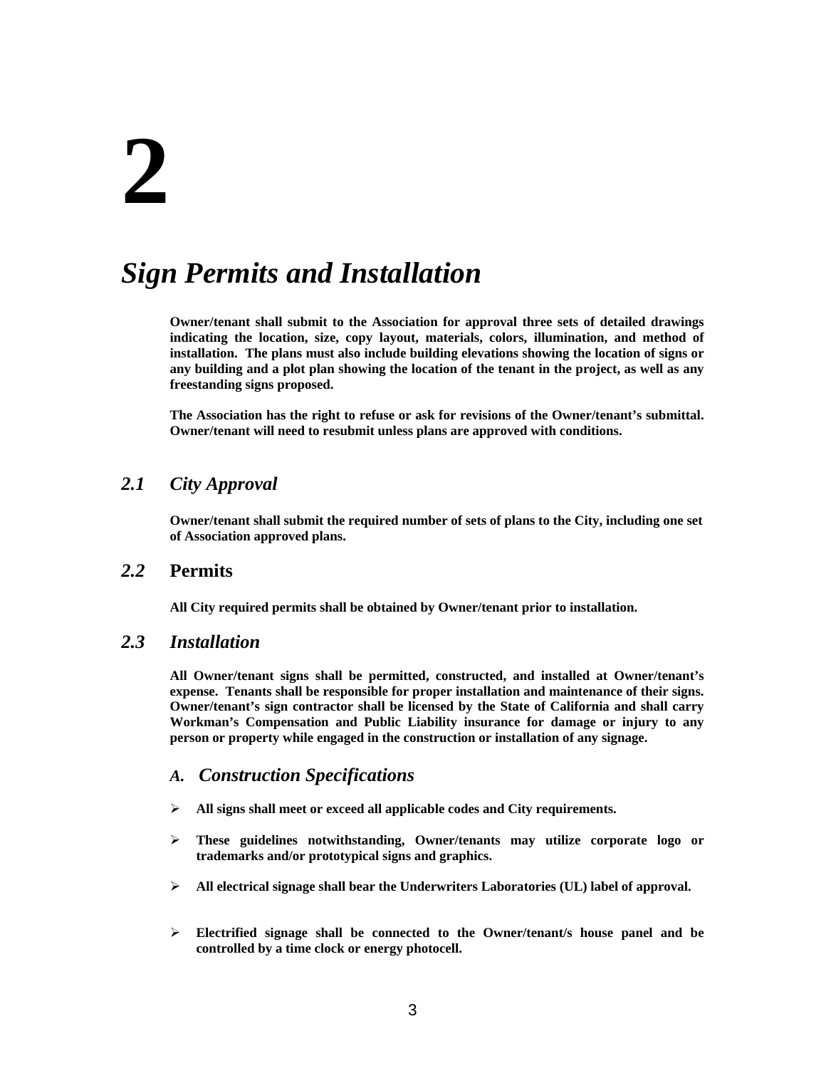# 2

# *Sign Permits and Installation*

**Owner/tenant shall submit to the Association for approval three sets of detailed drawings indicating the location, size, copy layout, materials, colors, illumination, and method of installation. The plans must also include building elevations showing the location of signs or any building and a plot plan showing the location of the tenant in the project, as well as any freestanding signs proposed.**

**The Association has the right to refuse or ask for revisions of the Owner/tenant's submittal. Owner/tenant will need to resubmit unless plans are approved with conditions.**

## *2.1 City Approval*

**Owner/tenant shall submit the required number of sets of plans to the City, including one set of Association approved plans.**

## *2.2* Permits

**All City required permits shall be obtained by Owner/tenant prior to installation.**

## *2.3 Installation*

**All Owner/tenant signs shall be permitted, constructed, and installed at Owner/tenant's expense. Tenants shall be responsible for proper installation and maintenance of their signs. Owner/tenant's sign contractor shall be licensed by the State of California and shall carry Workman's Compensation and Public Liability insurance for damage or injury to any person or property while engaged in the construction or installation of any signage.**

### *A. Construction Specifications*

- **All signs shall meet or exceed all applicable codes and City requirements.**
- **These guidelines notwithstanding, Owner/tenants may utilize corporate logo or trademarks and/or prototypical signs and graphics.**
- **All electrical signage shall bear the Underwriters Laboratories (UL) label of approval.**
- **Electrified signage shall be connected to the Owner/tenant/s house panel and be controlled by a time clock or energy photocell.**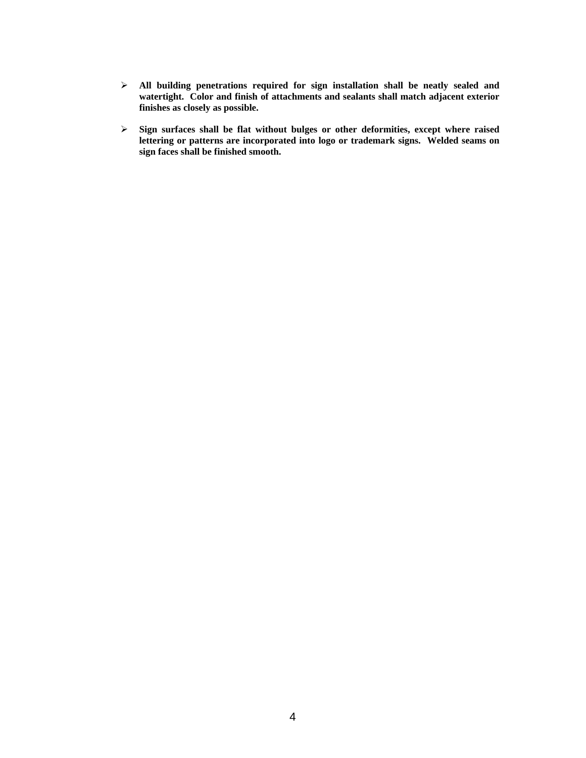- **All building penetrations required for sign installation shall be neatly sealed and watertight. Color and finish of attachments and sealants shall match adjacent exterior finishes as closely as possible.**

- **Sign surfaces shall be flat without bulges or other deformities, except where raised lettering or patterns are incorporated into logo or trademark signs. Welded seams on sign faces shall be finished smooth.**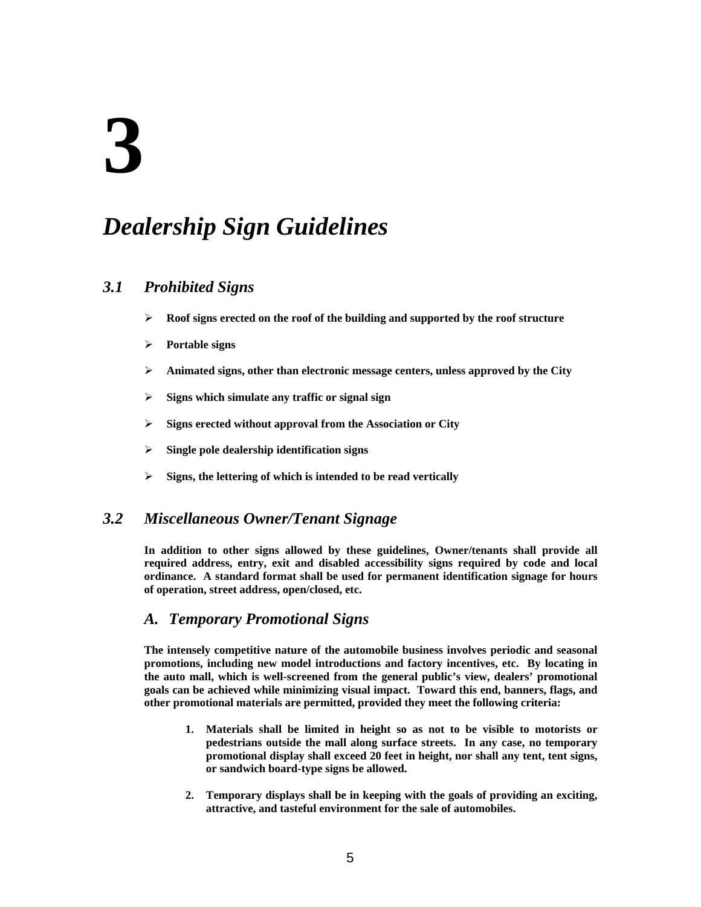# 3

# *Dealership Sign Guidelines*

## *3.1 Prohibited Signs*

- **Roof signs erected on the roof of the building and supported by the roof structure**
- **Portable signs**
- **Animated signs, other than electronic message centers, unless approved by the City**
- **Signs which simulate any traffic or signal sign**
- **Signs erected without approval from the Association or City**
- **Single pole dealership identification signs**
- **Signs, the lettering of which is intended to be read vertically**

## *3.2 Miscellaneous Owner/Tenant Signage*

**In addition to other signs allowed by these guidelines, Owner/tenants shall provide all required address, entry, exit and disabled accessibility signs required by code and local ordinance. A standard format shall be used for permanent identification signage for hours of operation, street address, open/closed, etc.**

### *A. Temporary Promotional Signs*

**The intensely competitive nature of the automobile business involves periodic and seasonal promotions, including new model introductions and factory incentives, etc. By locating in the auto mall, which is well-screened from the general public's view, dealers' promotional goals can be achieved while minimizing visual impact. Toward this end, banners, flags, and other promotional materials are permitted, provided they meet the following criteria:**

1. **Materials shall be limited in height so as not to be visible to motorists or pedestrians outside the mall along surface streets. In any case, no temporary promotional display shall exceed 20 feet in height, nor shall any tent, tent signs, or sandwich board-type signs be allowed.**

2. **Temporary displays shall be in keeping with the goals of providing an exciting, attractive, and tasteful environment for the sale of automobiles.**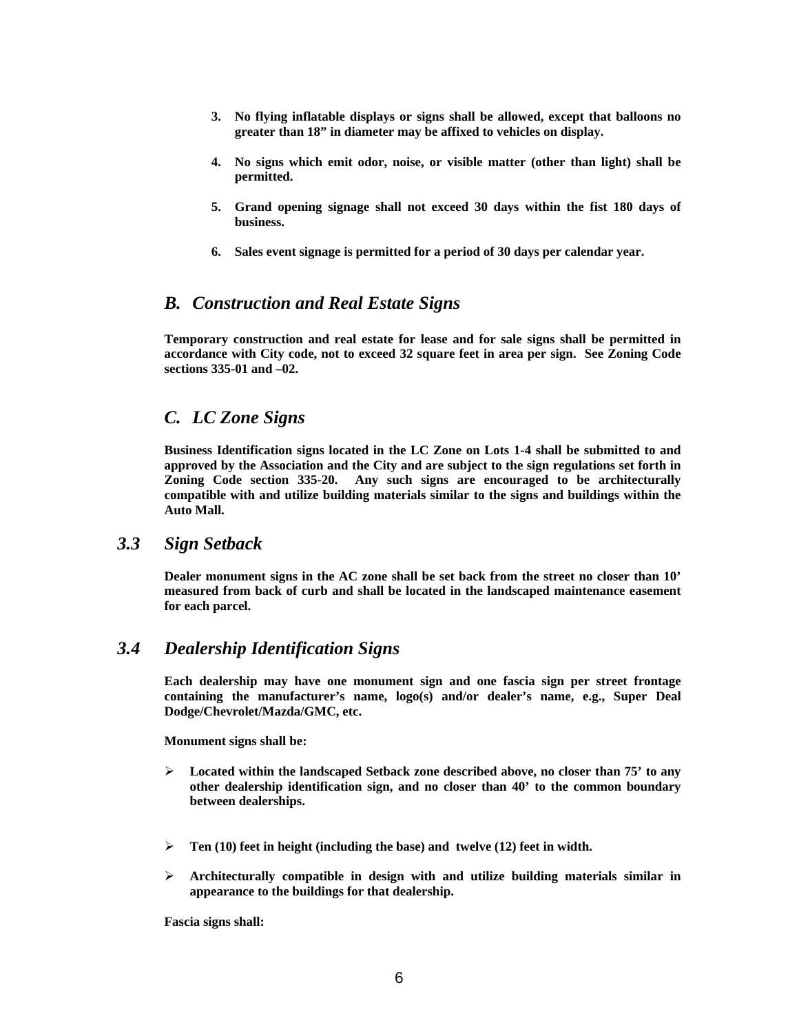3. **No flying inflatable displays or signs shall be allowed, except that balloons no greater than 18" in diameter may be affixed to vehicles on display.**

4. **No signs which emit odor, noise, or visible matter (other than light) shall be permitted.**

5. **Grand opening signage shall not exceed 30 days within the fist 180 days of business.**

6. **Sales event signage is permitted for a period of 30 days per calendar year.**

### *B. Construction and Real Estate Signs*

**Temporary construction and real estate for lease and for sale signs shall be permitted in accordance with City code, not to exceed 32 square feet in area per sign. See Zoning Code sections 335-01 and –02.**

### *C. LC Zone Signs*

**Business Identification signs located in the LC Zone on Lots 1-4 shall be submitted to and approved by the Association and the City and are subject to the sign regulations set forth in Zoning Code section 335-20. Any such signs are encouraged to be architecturally compatible with and utilize building materials similar to the signs and buildings within the Auto Mall.**

## *3.3 Sign Setback*

**Dealer monument signs in the AC zone shall be set back from the street no closer than 10' measured from back of curb and shall be located in the landscaped maintenance easement for each parcel.**

## *3.4 Dealership Identification Signs*

**Each dealership may have one monument sign and one fascia sign per street frontage containing the manufacturer's name, logo(s) and/or dealer's name, e.g., Super Deal Dodge/Chevrolet/Mazda/GMC, etc.**

**Monument signs shall be:**

- **Located within the landscaped Setback zone described above, no closer than 75' to any other dealership identification sign, and no closer than 40' to the common boundary between dealerships.**
- **Ten (10) feet in height (including the base) and twelve (12) feet in width.**
- **Architecturally compatible in design with and utilize building materials similar in appearance to the buildings for that dealership.**

**Fascia signs shall:**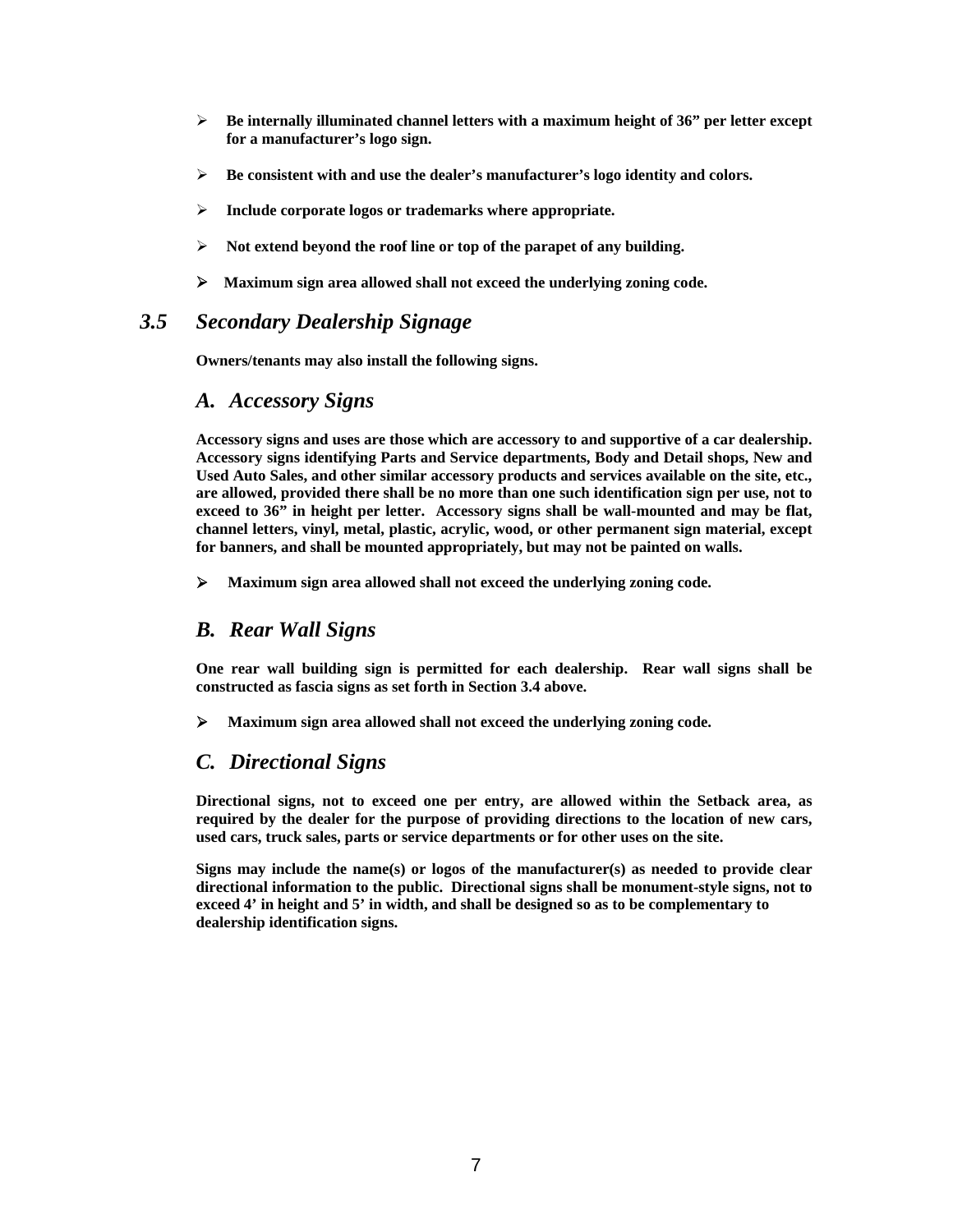- **Be internally illuminated channel letters with a maximum height of 36” per letter except for a manufacturer’s logo sign.**
- **Be consistent with and use the dealer’s manufacturer’s logo identity and colors.**
- **Include corporate logos or trademarks where appropriate.**
- **Not extend beyond the roof line or top of the parapet of any building.**
- **Maximum sign area allowed shall not exceed the underlying zoning code.**

## *3.5 Secondary Dealership Signage*

**Owners/tenants may also install the following signs.**

### *A. Accessory Signs*

**Accessory signs and uses are those which are accessory to and supportive of a car dealership. Accessory signs identifying Parts and Service departments, Body and Detail shops, New and Used Auto Sales, and other similar accessory products and services available on the site, etc., are allowed, provided there shall be no more than one such identification sign per use, not to exceed to 36” in height per letter. Accessory signs shall be wall-mounted and may be flat, channel letters, vinyl, metal, plastic, acrylic, wood, or other permanent sign material, except for banners, and shall be mounted appropriately, but may not be painted on walls.**

- **Maximum sign area allowed shall not exceed the underlying zoning code.**

### *B. Rear Wall Signs*

**One rear wall building sign is permitted for each dealership. Rear wall signs shall be constructed as fascia signs as set forth in Section 3.4 above.**

- **Maximum sign area allowed shall not exceed the underlying zoning code.**

### *C. Directional Signs*

**Directional signs, not to exceed one per entry, are allowed within the Setback area, as required by the dealer for the purpose of providing directions to the location of new cars, used cars, truck sales, parts or service departments or for other uses on the site.**

**Signs may include the name(s) or logos of the manufacturer(s) as needed to provide clear directional information to the public. Directional signs shall be monument-style signs, not to exceed 4’ in height and 5’ in width, and shall be designed so as to be complementary to dealership identification signs.**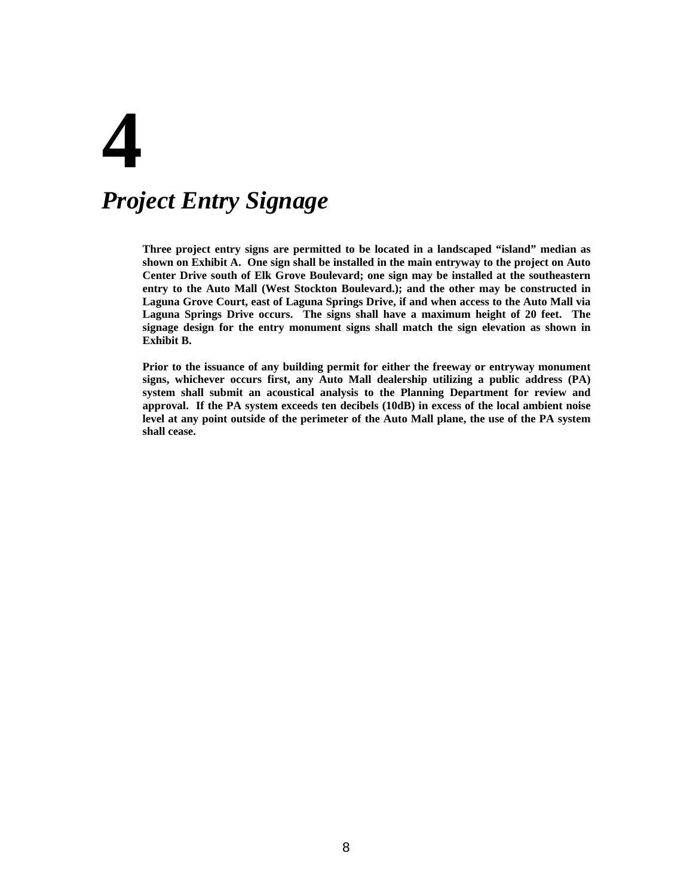# 4

# *Project Entry Signage*

**Three project entry signs are permitted to be located in a landscaped "island" median as shown on Exhibit A. One sign shall be installed in the main entryway to the project on Auto Center Drive south of Elk Grove Boulevard; one sign may be installed at the southeastern entry to the Auto Mall (West Stockton Boulevard.); and the other may be constructed in Laguna Grove Court, east of Laguna Springs Drive, if and when access to the Auto Mall via Laguna Springs Drive occurs. The signs shall have a maximum height of 20 feet. The signage design for the entry monument signs shall match the sign elevation as shown in Exhibit B.**

**Prior to the issuance of any building permit for either the freeway or entryway monument signs, whichever occurs first, any Auto Mall dealership utilizing a public address (PA) system shall submit an acoustical analysis to the Planning Department for review and approval. If the PA system exceeds ten decibels (10dB) in excess of the local ambient noise level at any point outside of the perimeter of the Auto Mall plane, the use of the PA system shall cease.**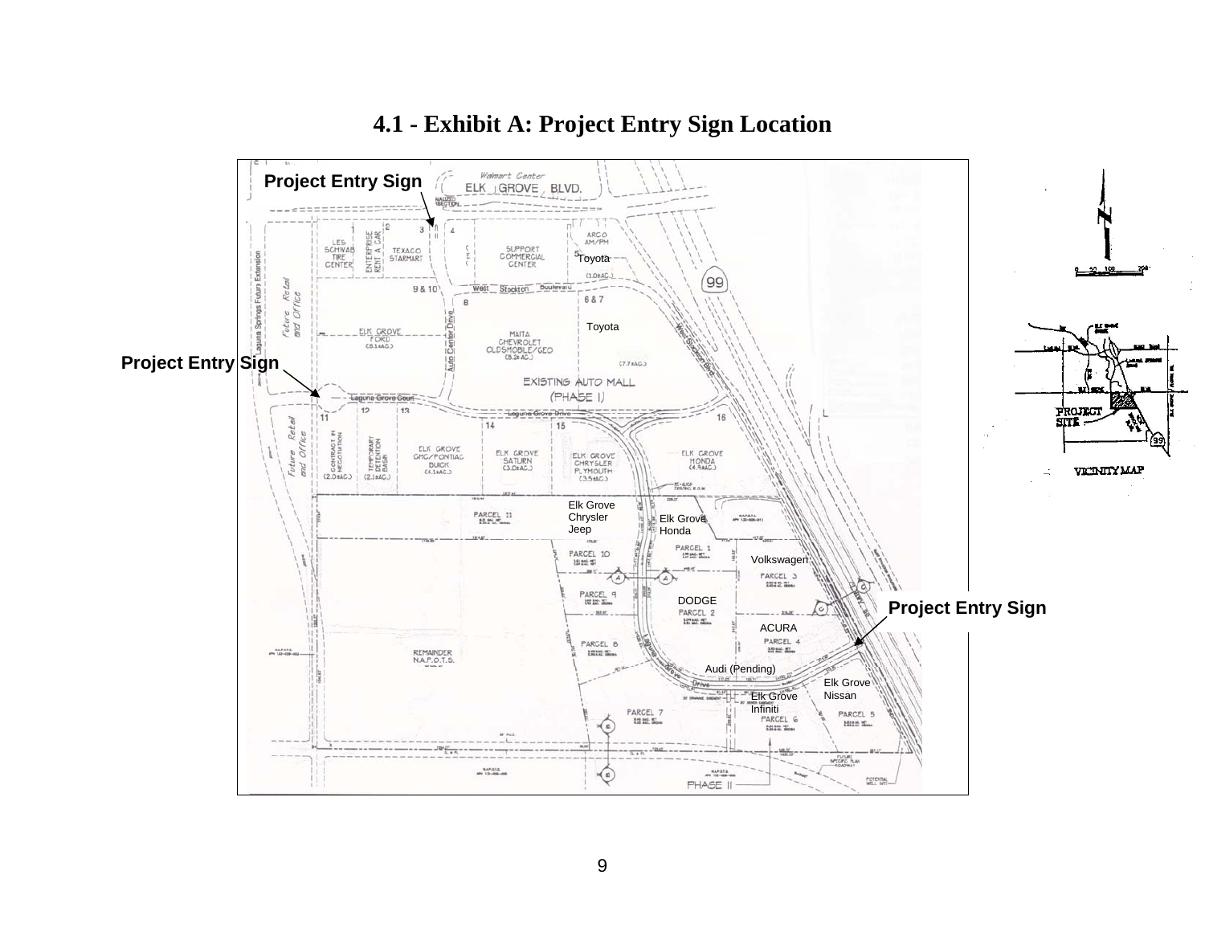# 4.1 - Exhibit A: Project Entry Sign Location

Project Entry Sign

Project Entry Sign

Project Entry Sign

Toyota

Toyota

Elk Grove Chrysler Jeep

Elk Grove Honda

Volkswagen

DODGE

ACURA

Audi (Pending)

Elk Grove Nissan

Elk Grove Infiniti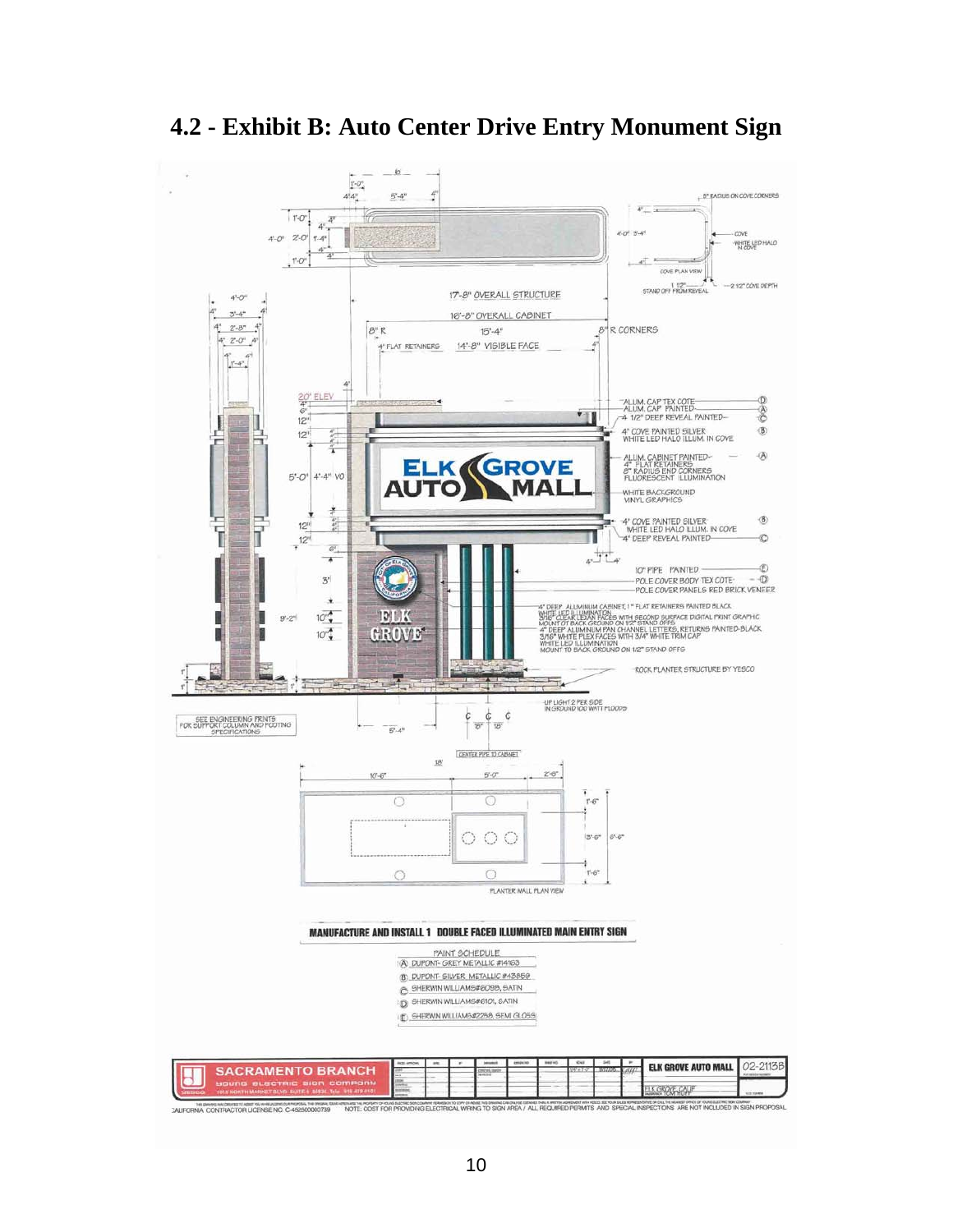## 4.2 - Exhibit B: Auto Center Drive Entry Monument Sign

17'-8" OVERALL STRUCTURE

16'-8" OVERALL CABINET

8" R 15'-4" 8" R CORNERS

4" FLAT RETAINERS 14'-8" VISIBLE FACE

ALUM. CAP TEX COTE (D)
ALUM. CAP PAINTED (A)
4 1/2" DEEP REVEAL PAINTED (C)

4" COVE PAINTED SILVER (B)
WHITE LED HALO ILLUM. IN COVE

ALUM. CABINET PAINTED (A)
4" FLAT RETAINERS
8" RADIUS END CORNERS
FLUORESCENT ILLUMINATION

WHITE BACKGROUND
VINYL GRAPHICS

4" COVE PAINTED SILVER (B)
WHITE LED HALO ILLUM. IN COVE
4" DEEP REVEAL PAINTED (C)

10" PIPE PAINTED (E)
POLE COVER BODY TEX COTE (D)
POLE COVER PANELS RED BRICK VENEER

4" DEEP ALUMINUM CABINET, 1" FLAT RETAINERS PAINTED BLACK
WHITE LED ILLUMINATION
3/16" CLEAR LEXAN FACES WITH SECOND SURFACE DIGITAL PRINT GRAPHIC
MOUNT OT BACK GROUND ON 1/2" STAND OFFS
4" DEEP ALUMINUM PAN CHANNEL LETTERS, RETURNS PAINTED-BLACK
3/16" WHITE PLEX FACES WITH 3/4" WHITE TRIM CAP
WHITE LED ILLUMINATION
MOUNT TO BACK GROUND ON 1/2" STAND OFFS

ROCK PLANTER STRUCTURE BY YESCO

UP LIGHT 2 PER SIDE
IN GROUND 100 WATT FLOODS

SEE ENGINEERING PRINTS FOR SUPPORT COLUMN AND FOOTING SPECIFICATIONS

COVE PLAN VIEW

PLANTER WALL PLAN VIEW

**MANUFACTURE AND INSTALL 1 DOUBLE FACED ILLUMINATED MAIN ENTRY SIGN**

PAINT SCHEDULE

- (A) DUPONT- GREY METALLIC #14163
- (B) DUPONT- SILVER METALLIC #43859
- (C) SHERWIN WILLIAMS#6099, SATIN
- (D) SHERWIN WILLIAMS#6101, SATIN
- (E) SHERWIN WILLIAMS#2258, SEMI GLOSS

SACRAMENTO BRANCH — YOUNG ELECTRIC SIGN COMPANY

ELK GROVE AUTO MALL — ELK GROVE, CALIF — 02-2113B

CALIFORNIA CONTRACTOR LICENSE NO. C-452500000739

NOTE: COST FOR PROVIDING ELECTRICAL WIRING TO SIGN AREA / ALL REQUIRED PERMITS AND SPECIAL INSPECTIONS ARE NOT INCLUDED IN SIGN PROPOSAL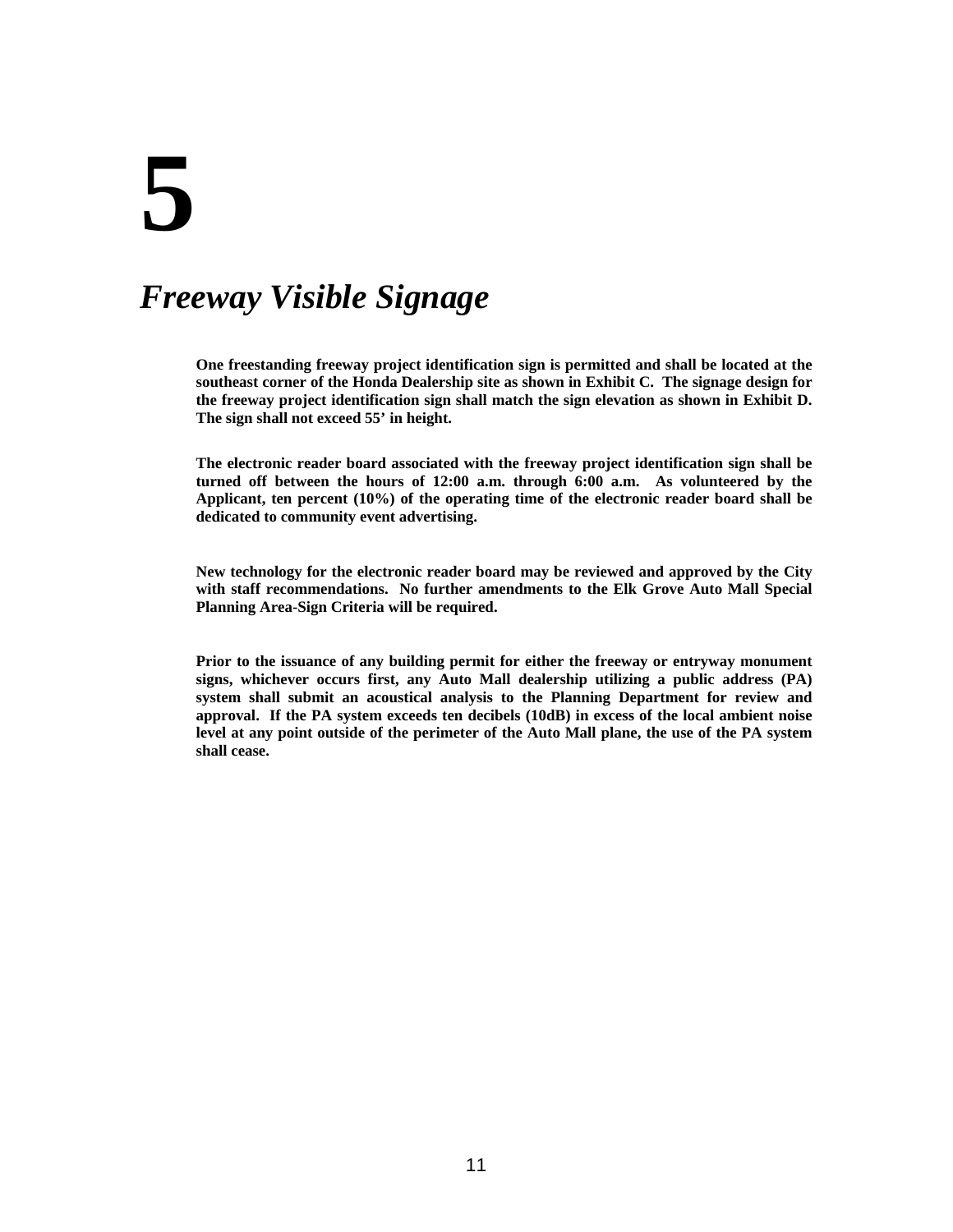# 5

## *Freeway Visible Signage*

**One freestanding freeway project identification sign is permitted and shall be located at the southeast corner of the Honda Dealership site as shown in Exhibit C. The signage design for the freeway project identification sign shall match the sign elevation as shown in Exhibit D. The sign shall not exceed 55' in height.**

**The electronic reader board associated with the freeway project identification sign shall be turned off between the hours of 12:00 a.m. through 6:00 a.m. As volunteered by the Applicant, ten percent (10%) of the operating time of the electronic reader board shall be dedicated to community event advertising.**

**New technology for the electronic reader board may be reviewed and approved by the City with staff recommendations. No further amendments to the Elk Grove Auto Mall Special Planning Area-Sign Criteria will be required.**

**Prior to the issuance of any building permit for either the freeway or entryway monument signs, whichever occurs first, any Auto Mall dealership utilizing a public address (PA) system shall submit an acoustical analysis to the Planning Department for review and approval. If the PA system exceeds ten decibels (10dB) in excess of the local ambient noise level at any point outside of the perimeter of the Auto Mall plane, the use of the PA system shall cease.**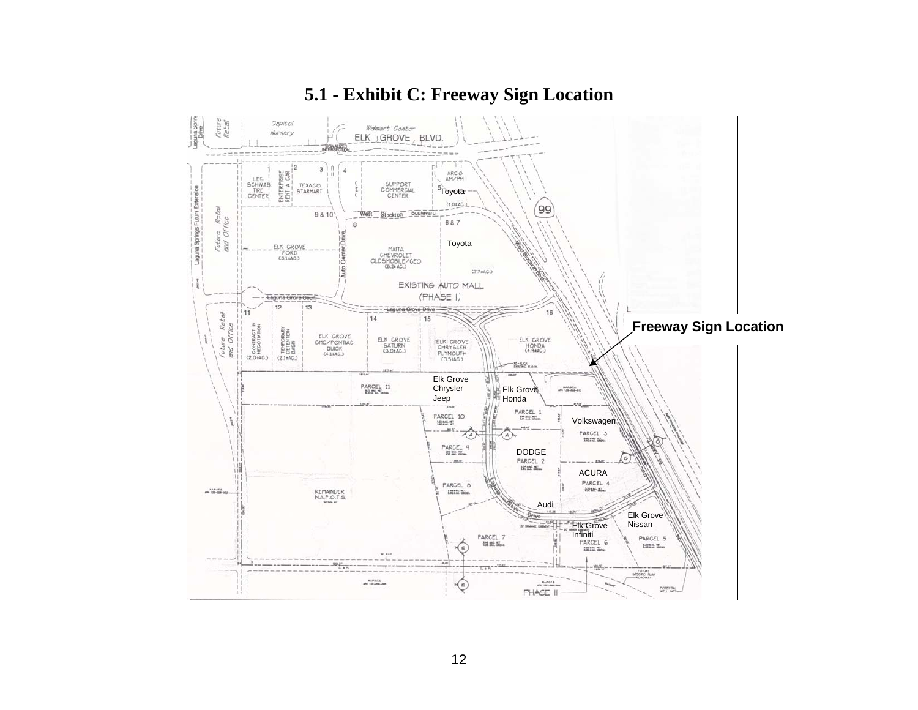# 5.1 - Exhibit C: Freeway Sign Location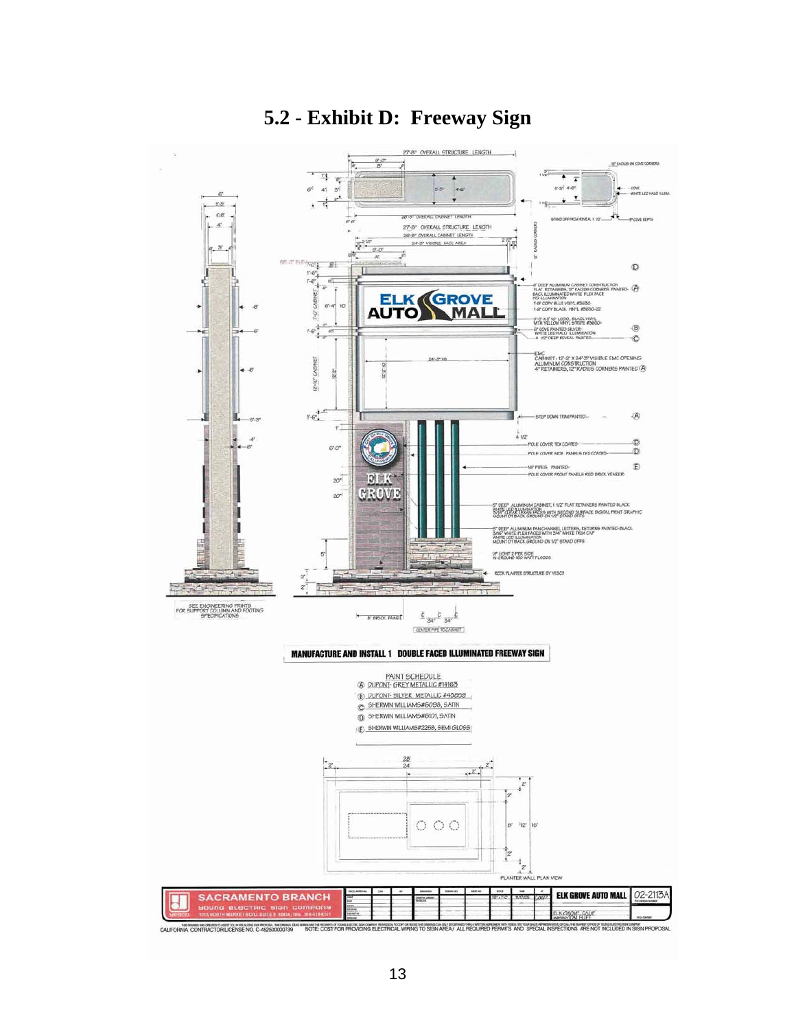## 5.2 - Exhibit D: Freeway Sign

27'-8" OVERALL STRUCTURE LENGTH

12" RADIUS ON COVE CORNERS

COVE

WHITE LED HALO ILLUM.

26'-9" OVERALL CABINET LENGTH

27'-8" OVERALL STRUCTURE LENGTH

26'-8" OVERALL CABINET LENGTH

24'-3" VISIBLE FACE AREA

STAND OFF FROM REVEAL 1 1/2"

6" COVE DEPTH

ELK GROVE AUTO MALL

6" DEEP ALUMINUM CABINET CONSTRUCTION FLAT RETAINERS, 12" RADIUS CORNERS PAINTED- (A) BACK ILLUMINATED WHITE FLEX FACE HID ILLUMINATION

1'-9" COPY BLUE VINYL #3630

1'-9" COPY BLACK VINYL #3630-22

5'-11" X 6' 10" LOGO, BLACK VINYL WITH YELLOW VINYL STRIPE #3630-

6" COVE PAINTED SILVER- (B) WHITE LED HALO ILLUMINATION

4 1/2" DEEP REVEAL PAINTED- (C)

EMC CABINET: 12'-2" X 24'-3" VISIBLE EMC OPENING ALUMINUM CONSTRUCTION 4" RETAINERS, 12" RADIUS CORNERS PAINTED (A)

STEP DOWN TRIM PAINTED- (A)

POLE COVER TEXCOATED- (D)

POLE COVER SIDE PANELS TEXCOATED- (D)

18" PIPES PAINTED- (E)

POLE COVER FRONT PANELS RED BRICK VENEER-

5" DEEP ALUMINUM CABINET, 1 1/2" FLAT RETAINERS PAINTED BLACK WHITE LED ILLUMINATION 3/16" CLEAR TEXAN FACES WITH SECOND SURFACE DIGITAL PRINT GRAPHIC MOUNT OT BACK GROUND ON 1/2" STAND OFFS

5" DEEP ALUMINUM PAN CHANNEL LETTERS, RETURNS PAINTED-BLACK 3/16" WHITE PLEXIFACES WITH 3/4" WHITE TRIM CAP WHITE LED ILLUMINATION MOUNT OT BACK GROUND ON 1/2" STAND OFFS

(2) LIGHT 2 PER SIDE IN GROUND 150 WATT FLOODS

ROCK PLANTER STRUCTURE BY YESCO

SEE ENGINEERING PRINTS FOR SUPPORT COLUMN AND FOOTING SPECIFICATIONS

8" BRICK PANEL

CENTER PIPE TO CABINET

**MANUFACTURE AND INSTALL 1 DOUBLE FACED ILLUMINATED FREEWAY SIGN**

PAINT SCHEDULE

- (A) DUPONT- GREY METALLIC #14163
- (B) DUPONT- SILVER METALLIC #43838
- (C) SHERWIN WILLIAMS#6098, SATIN
- (D) SHERWIN WILLIAMS#6101, SATIN
- (E) SHERWIN WILLIAMS#2258, SEMI GLOSS

PLANTER WALL PLAN VIEW

SACRAMENTO BRANCH

YOUNG ELECTRIC SIGN COMPANY

ELK GROVE AUTO MALL

02-2113A

ELK GROVE, CALIF

CALIFORNIA CONTRACTOR LICENSE NO. C-452500000739

NOTE: COST FOR PROVIDING ELECTRICAL WIRING TO SIGN AREA / ALL REQUIRED PERMITS AND SPECIAL INSPECTIONS ARE NOT INCLUDED IN SIGN PROPOSAL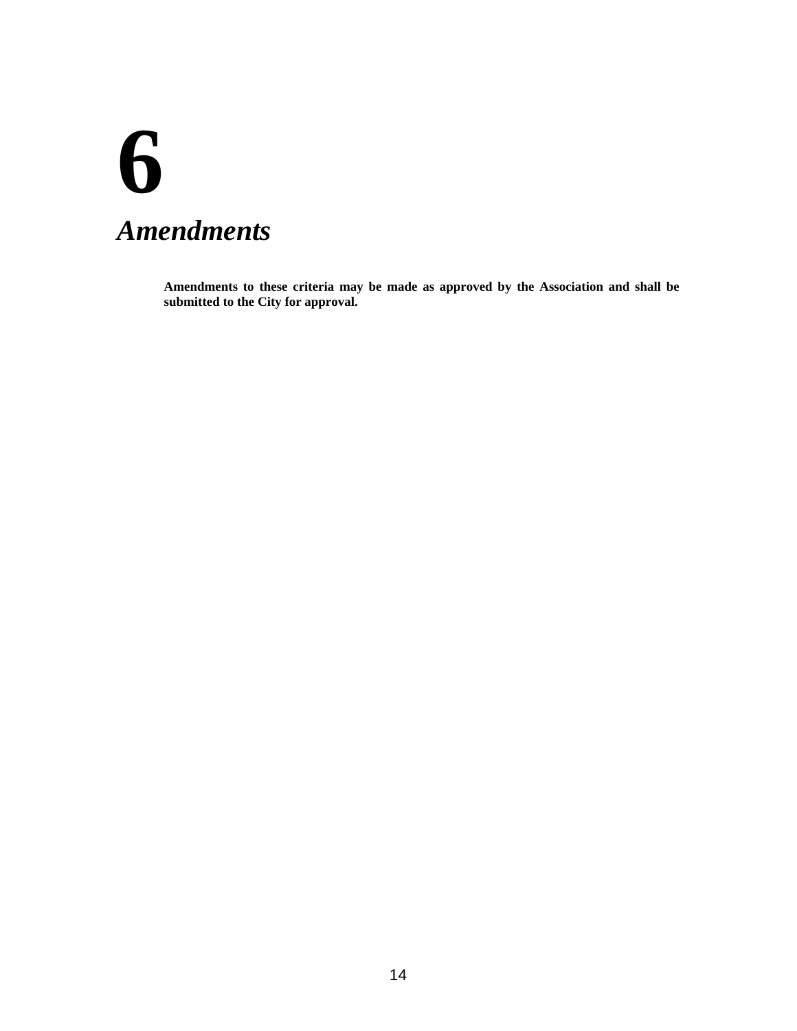# 6

## *Amendments*

**Amendments to these criteria may be made as approved by the Association and shall be submitted to the City for approval.**